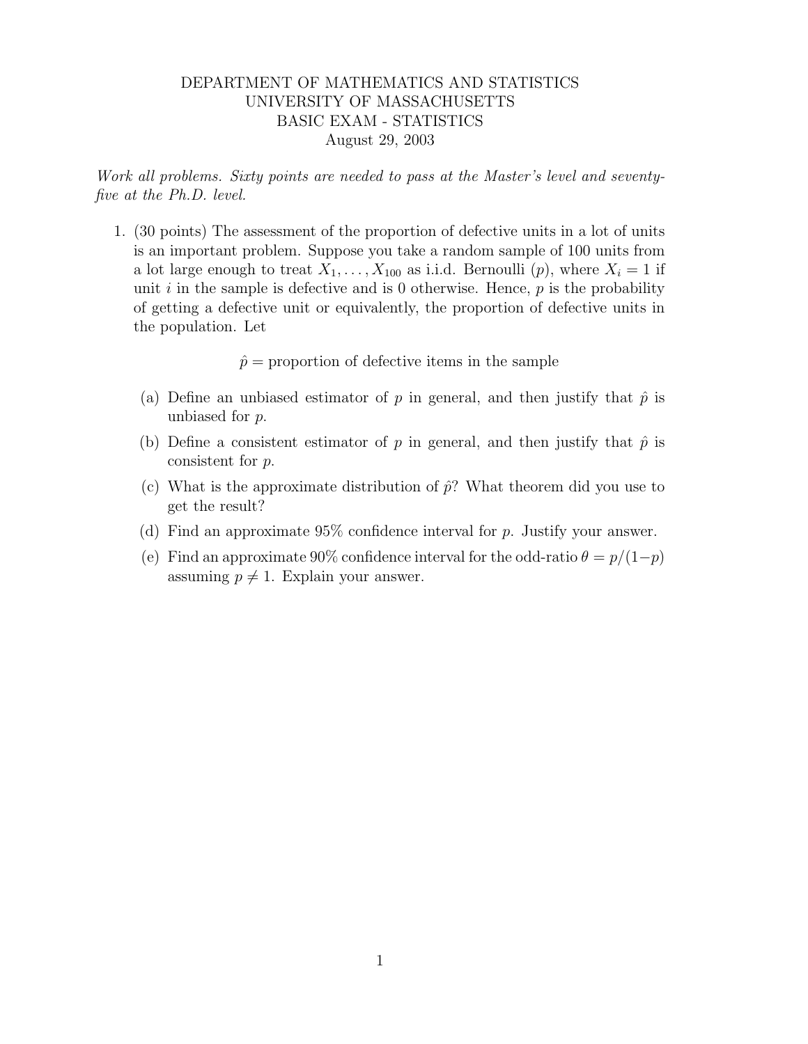DEPARTMENT OF MATHEMATICS AND STATISTICS
UNIVERSITY OF MASSACHUSETTS
BASIC EXAM - STATISTICS
August 29, 2003

*Work all problems. Sixty points are needed to pass at the Master's level and seventy-five at the Ph.D. level.*

1. (30 points) The assessment of the proportion of defective units in a lot of units is an important problem. Suppose you take a random sample of 100 units from a lot large enough to treat $X_1, \ldots, X_{100}$ as i.i.d. Bernoulli $(p)$, where $X_i = 1$ if unit $i$ in the sample is defective and is 0 otherwise. Hence, $p$ is the probability of getting a defective unit or equivalently, the proportion of defective units in the population. Let

$$\hat{p} = \text{proportion of defective items in the sample}$$

   (a) Define an unbiased estimator of $p$ in general, and then justify that $\hat{p}$ is unbiased for $p$.

   (b) Define a consistent estimator of $p$ in general, and then justify that $\hat{p}$ is consistent for $p$.

   (c) What is the approximate distribution of $\hat{p}$? What theorem did you use to get the result?

   (d) Find an approximate 95% confidence interval for $p$. Justify your answer.

   (e) Find an approximate 90% confidence interval for the odd-ratio $\theta = p/(1-p)$ assuming $p \neq 1$. Explain your answer.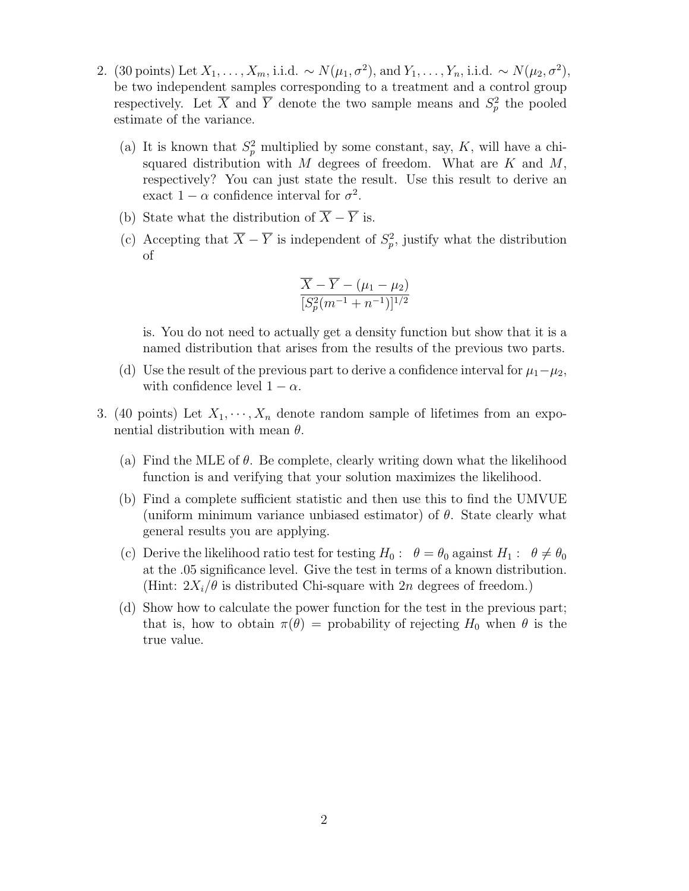2. (30 points) Let $X_1, \ldots, X_m$, i.i.d. $\sim N(\mu_1, \sigma^2)$, and $Y_1, \ldots, Y_n$, i.i.d. $\sim N(\mu_2, \sigma^2)$, be two independent samples corresponding to a treatment and a control group respectively. Let $\overline{X}$ and $\overline{Y}$ denote the two sample means and $S_p^2$ the pooled estimate of the variance.

   (a) It is known that $S_p^2$ multiplied by some constant, say, $K$, will have a chi-squared distribution with $M$ degrees of freedom. What are $K$ and $M$, respectively? You can just state the result. Use this result to derive an exact $1 - \alpha$ confidence interval for $\sigma^2$.

   (b) State what the distribution of $\overline{X} - \overline{Y}$ is.

   (c) Accepting that $\overline{X} - \overline{Y}$ is independent of $S_p^2$, justify what the distribution of

   $$\frac{\overline{X} - \overline{Y} - (\mu_1 - \mu_2)}{[S_p^2(m^{-1} + n^{-1})]^{1/2}}$$

   is. You do not need to actually get a density function but show that it is a named distribution that arises from the results of the previous two parts.

   (d) Use the result of the previous part to derive a confidence interval for $\mu_1 - \mu_2$, with confidence level $1 - \alpha$.

3. (40 points) Let $X_1, \cdots, X_n$ denote random sample of lifetimes from an exponential distribution with mean $\theta$.

   (a) Find the MLE of $\theta$. Be complete, clearly writing down what the likelihood function is and verifying that your solution maximizes the likelihood.

   (b) Find a complete sufficient statistic and then use this to find the UMVUE (uniform minimum variance unbiased estimator) of $\theta$. State clearly what general results you are applying.

   (c) Derive the likelihood ratio test for testing $H_0: \ \theta = \theta_0$ against $H_1: \ \theta \neq \theta_0$ at the .05 significance level. Give the test in terms of a known distribution. (Hint: $2X_i/\theta$ is distributed Chi-square with $2n$ degrees of freedom.)

   (d) Show how to calculate the power function for the test in the previous part; that is, how to obtain $\pi(\theta)$ = probability of rejecting $H_0$ when $\theta$ is the true value.